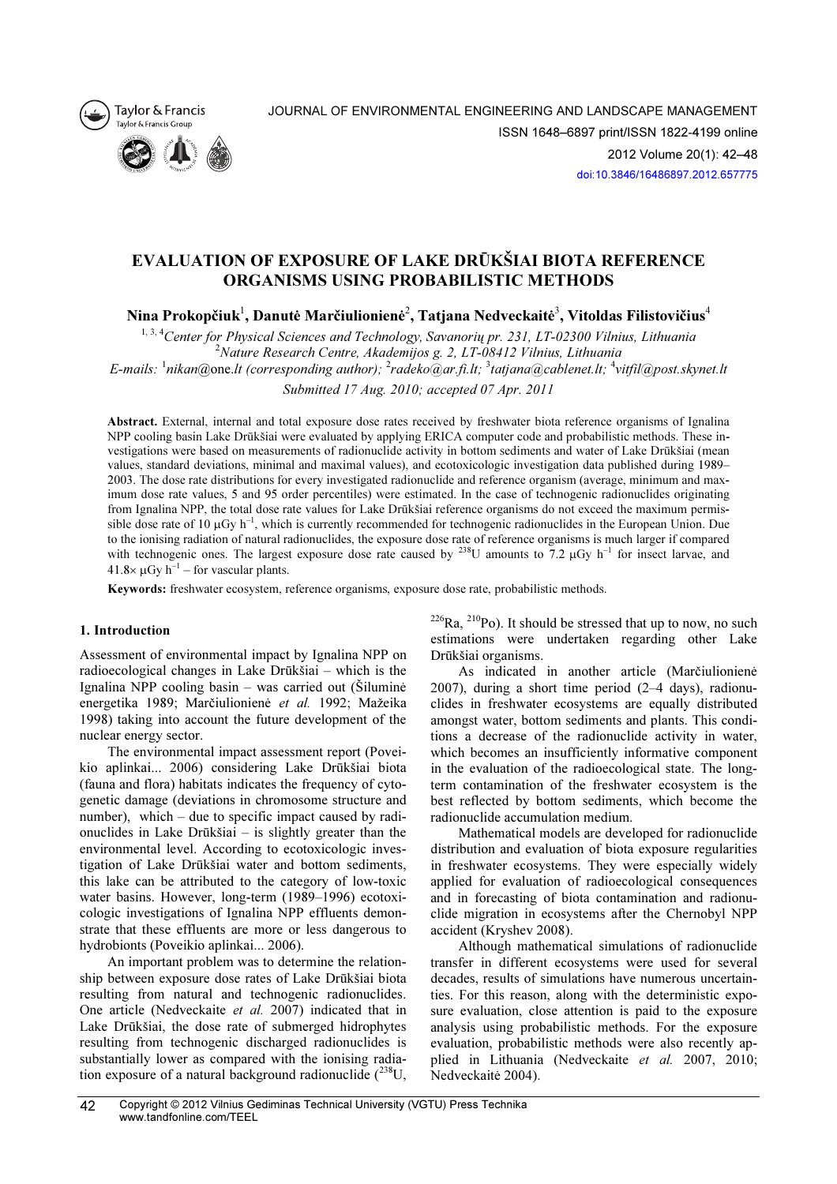# EVALUATION OF EXPOSURE OF LAKE DRŪKŠIAI BIOTA REFERENCE ORGANISMS USING PROBABILISTIC METHODS

**Nina Prokopčiuk[1], Danutė Marčiulionienė[2], Tatjana Nedveckaitė[3], Vitoldas Filistovičius[4]**

[1, 3, 4] *Center for Physical Sciences and Technology, Savanorių pr. 231, LT-02300 Vilnius, Lithuania*
[2] *Nature Research Centre, Akademijos g. 2, LT-08412 Vilnius, Lithuania*
*E-mails:* [1]*nikan@one.lt (corresponding author);* [2]*radeko@ar.fi.lt;* [3]*tatjana@cablenet.lt;* [4]*vitfil@post.skynet.lt*

*Submitted 17 Aug. 2010; accepted 07 Apr. 2011*

**Abstract.** External, internal and total exposure dose rates received by freshwater biota reference organisms of Ignalina NPP cooling basin Lake Drūkšiai were evaluated by applying ERICA computer code and probabilistic methods. These investigations were based on measurements of radionuclide activity in bottom sediments and water of Lake Drūkšiai (mean values, standard deviations, minimal and maximal values), and ecotoxicologic investigation data published during 1989–2003. The dose rate distributions for every investigated radionuclide and reference organism (average, minimum and maximum dose rate values, 5 and 95 order percentiles) were estimated. In the case of technogenic radionuclides originating from Ignalina NPP, the total dose rate values for Lake Drūkšiai reference organisms do not exceed the maximum permissible dose rate of 10 μGy h$^{-1}$, which is currently recommended for technogenic radionuclides in the European Union. Due to the ionising radiation of natural radionuclides, the exposure dose rate of reference organisms is much larger if compared with technogenic ones. The largest exposure dose rate caused by $^{238}$U amounts to 7.2 μGy h$^{-1}$ for insect larvae, and 41.8× μGy h$^{-1}$ – for vascular plants.

**Keywords:** freshwater ecosystem, reference organisms, exposure dose rate, probabilistic methods.

## 1. Introduction

Assessment of environmental impact by Ignalina NPP on radioecological changes in Lake Drūkšiai – which is the Ignalina NPP cooling basin – was carried out (Šiluminė energetika 1989; Marčiulionienė *et al.* 1992; Mažeika 1998) taking into account the future development of the nuclear energy sector.

The environmental impact assessment report (Poveikio aplinkai... 2006) considering Lake Drūkšiai biota (fauna and flora) habitats indicates the frequency of cytogenetic damage (deviations in chromosome structure and number), which – due to specific impact caused by radionuclides in Lake Drūkšiai – is slightly greater than the environmental level. According to ecotoxicologic investigation of Lake Drūkšiai water and bottom sediments, this lake can be attributed to the category of low-toxic water basins. However, long-term (1989–1996) ecotoxicologic investigations of Ignalina NPP effluents demonstrate that these effluents are more or less dangerous to hydrobionts (Poveikio aplinkai... 2006).

An important problem was to determine the relationship between exposure dose rates of Lake Drūkšiai biota resulting from natural and technogenic radionuclides. One article (Nedveckaite *et al.* 2007) indicated that in Lake Drūkšiai, the dose rate of submerged hidrophytes resulting from technogenic discharged radionuclides is substantially lower as compared with the ionising radiation exposure of a natural background radionuclide ($^{238}$U, $^{226}$Ra, $^{210}$Po). It should be stressed that up to now, no such estimations were undertaken regarding other Lake Drūkšiai organisms.

As indicated in another article (Marčiulionienė 2007), during a short time period (2–4 days), radionuclides in freshwater ecosystems are equally distributed amongst water, bottom sediments and plants. This conditions a decrease of the radionuclide activity in water, which becomes an insufficiently informative component in the evaluation of the radioecological state. The long-term contamination of the freshwater ecosystem is the best reflected by bottom sediments, which become the radionuclide accumulation medium.

Mathematical models are developed for radionuclide distribution and evaluation of biota exposure regularities in freshwater ecosystems. They were especially widely applied for evaluation of radioecological consequences and in forecasting of biota contamination and radionuclide migration in ecosystems after the Chernobyl NPP accident (Kryshev 2008).

Although mathematical simulations of radionuclide transfer in different ecosystems were used for several decades, results of simulations have numerous uncertainties. For this reason, along with the deterministic exposure evaluation, close attention is paid to the exposure analysis using probabilistic methods. For the exposure evaluation, probabilistic methods were also recently applied in Lithuania (Nedveckaite *et al.* 2007, 2010; Nedveckaitė 2004).

Copyright © 2012 Vilnius Gediminas Technical University (VGTU) Press Technika
www.tandfonline.com/TEEL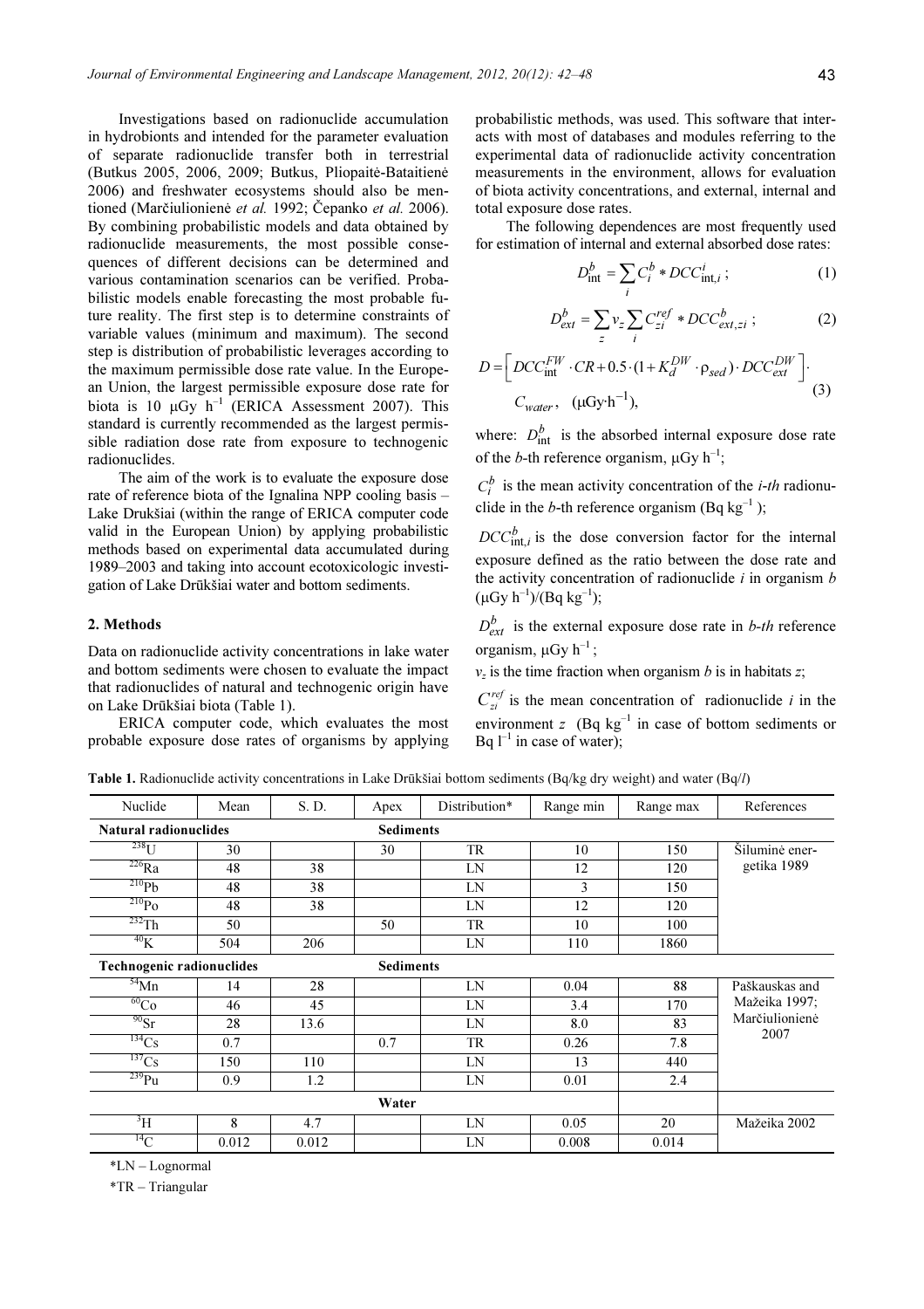Investigations based on radionuclide accumulation in hydrobionts and intended for the parameter evaluation of separate radionuclide transfer both in terrestrial (Butkus 2005, 2006, 2009; Butkus, Pliopaitė-Bataitienė 2006) and freshwater ecosystems should also be mentioned (Marčiulionienė *et al.* 1992; Čepanko *et al.* 2006). By combining probabilistic models and data obtained by radionuclide measurements, the most possible consequences of different decisions can be determined and various contamination scenarios can be verified. Probabilistic models enable forecasting the most probable future reality. The first step is to determine constraints of variable values (minimum and maximum). The second step is distribution of probabilistic leverages according to the maximum permissible dose rate value. In the European Union, the largest permissible exposure dose rate for biota is 10 μGy $h^{-1}$ (ERICA Assessment 2007). This standard is currently recommended as the largest permissible radiation dose rate from exposure to technogenic radionuclides.

The aim of the work is to evaluate the exposure dose rate of reference biota of the Ignalina NPP cooling basis – Lake Drukšiai (within the range of ERICA computer code valid in the European Union) by applying probabilistic methods based on experimental data accumulated during 1989–2003 and taking into account ecotoxicologic investigation of Lake Drūkšiai water and bottom sediments.

## 2. Methods

Data on radionuclide activity concentrations in lake water and bottom sediments were chosen to evaluate the impact that radionuclides of natural and technogenic origin have on Lake Drūkšiai biota (Table 1).

ERICA computer code, which evaluates the most probable exposure dose rates of organisms by applying probabilistic methods, was used. This software that interacts with most of databases and modules referring to the experimental data of radionuclide activity concentration measurements in the environment, allows for evaluation of biota activity concentrations, and external, internal and total exposure dose rates.

The following dependences are most frequently used for estimation of internal and external absorbed dose rates:

$$D_{\text{int}}^{b} = \sum_{i} C_{i}^{b} * DCC_{\text{int},i}^{i}\,; \tag{1}$$

$$D_{ext}^{b} = \sum_{z} v_{z} \sum_{i} C_{zi}^{ref} * DCC_{ext,zi}^{b}\,; \tag{2}$$

$$D = \left[ DCC_{\text{int}}^{FW} \cdot CR + 0.5 \cdot (1 + K_{d}^{DW} \cdot \rho_{sed}) \cdot DCC_{ext}^{DW} \right] \cdot C_{water}, \quad (\mu\text{Gy}\cdot\text{h}^{-1}), \tag{3}$$

where: $D_{\text{int}}^{b}$ is the absorbed internal exposure dose rate of the *b*-th reference organism, μGy $h^{-1}$;

$C_{i}^{b}$ is the mean activity concentration of the *i-th* radionuclide in the *b*-th reference organism (Bq $kg^{-1}$ );

$DCC_{\text{int},i}^{b}$ is the dose conversion factor for the internal exposure defined as the ratio between the dose rate and the activity concentration of radionuclide *i* in organism *b* (μGy $h^{-1}$)/(Bq $kg^{-1}$);

$D_{ext}^{b}$ is the external exposure dose rate in *b-th* reference organism, μGy $h^{-1}$ ;

$v_z$ is the time fraction when organism *b* is in habitats *z*;

$C_{zi}^{ref}$ is the mean concentration of radionuclide *i* in the environment *z* (Bq $kg^{-1}$ in case of bottom sediments or Bq $l^{-1}$ in case of water);

**Table 1.** Radionuclide activity concentrations in Lake Drūkšiai bottom sediments (Bq/kg dry weight) and water (Bq/*l*)

| Nuclide | Mean | S. D. | Apex | Distribution* | Range min | Range max | References |
|---|---|---|---|---|---|---|---|
| **Natural radionuclides** | | | **Sediments** | | | | |
| $^{238}U$ | 30 | | 30 | TR | 10 | 150 | Šiluminė energetika 1989 |
| $^{226}Ra$ | 48 | 38 | | LN | 12 | 120 | |
| $^{210}Pb$ | 48 | 38 | | LN | 3 | 150 | |
| $^{210}Po$ | 48 | 38 | | LN | 12 | 120 | |
| $^{232}Th$ | 50 | | 50 | TR | 10 | 100 | |
| $^{40}K$ | 504 | 206 | | LN | 110 | 1860 | |
| **Technogenic radionuclides** | | | **Sediments** | | | | |
| $^{54}Mn$ | 14 | 28 | | LN | 0.04 | 88 | Paškauskas and Mažeika 1997; Marčiulionienė 2007 |
| $^{60}Co$ | 46 | 45 | | LN | 3.4 | 170 | |
| $^{90}Sr$ | 28 | 13.6 | | LN | 8.0 | 83 | |
| $^{134}Cs$ | 0.7 | | 0.7 | TR | 0.26 | 7.8 | |
| $^{137}Cs$ | 150 | 110 | | LN | 13 | 440 | |
| $^{239}Pu$ | 0.9 | 1.2 | | LN | 0.01 | 2.4 | |
| | | | **Water** | | | | |
| $^{3}H$ | 8 | 4.7 | | LN | 0.05 | 20 | Mažeika 2002 |
| $^{14}C$ | 0.012 | 0.012 | | LN | 0.008 | 0.014 | |

*LN – Lognormal

*TR – Triangular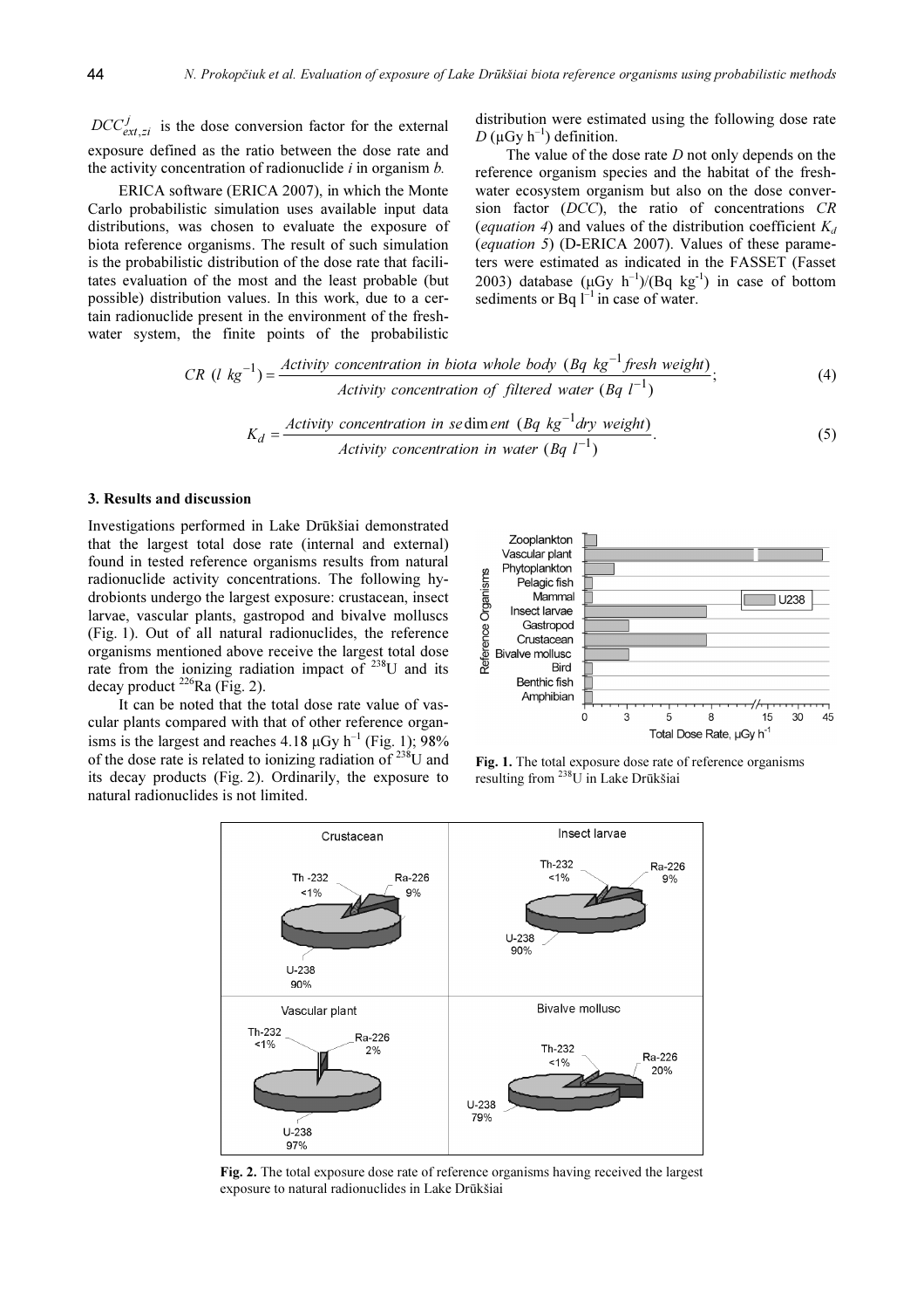$DCC_{ext,zi}^{j}$ is the dose conversion factor for the external exposure defined as the ratio between the dose rate and the activity concentration of radionuclide *i* in organism *b.*

ERICA software (ERICA 2007), in which the Monte Carlo probabilistic simulation uses available input data distributions, was chosen to evaluate the exposure of biota reference organisms. The result of such simulation is the probabilistic distribution of the dose rate that facilitates evaluation of the most and the least probable (but possible) distribution values. In this work, due to a certain radionuclide present in the environment of the freshwater system, the finite points of the probabilistic distribution were estimated using the following dose rate $D$ (μGy h$^{-1}$) definition.

The value of the dose rate $D$ not only depends on the reference organism species and the habitat of the freshwater ecosystem organism but also on the dose conversion factor (*DCC*), the ratio of concentrations *CR* (*equation 4*) and values of the distribution coefficient $K_d$ (*equation 5*) (D-ERICA 2007). Values of these parameters were estimated as indicated in the FASSET (Fasset 2003) database (μGy h$^{-1}$)/(Bq kg$^{-1}$) in case of bottom sediments or Bq l$^{-1}$ in case of water.

$$CR\ (l\ kg^{-1}) = \frac{Activity\ concentration\ in\ biota\ whole\ body\ (Bq\ kg^{-1} fresh\ weight)}{Activity\ concentration\ of\ filtered\ water\ (Bq\ l^{-1})}; \tag{4}$$

$$K_d = \frac{Activity\ concentration\ in\ sediment\ (Bq\ kg^{-1} dry\ weight)}{Activity\ concentration\ in\ water\ (Bq\ l^{-1})}. \tag{5}$$

## 3. Results and discussion

Investigations performed in Lake Drūkšiai demonstrated that the largest total dose rate (internal and external) found in tested reference organisms results from natural radionuclide activity concentrations. The following hydrobionts undergo the largest exposure: crustacean, insect larvae, vascular plants, gastropod and bivalve molluscs (Fig. 1). Out of all natural radionuclides, the reference organisms mentioned above receive the largest total dose rate from the ionizing radiation impact of $^{238}$U and its decay product $^{226}$Ra (Fig. 2).

It can be noted that the total dose rate value of vascular plants compared with that of other reference organisms is the largest and reaches 4.18 μGy h$^{-1}$ (Fig. 1); 98% of the dose rate is related to ionizing radiation of $^{238}$U and its decay products (Fig. 2). Ordinarily, the exposure to natural radionuclides is not limited.

**Fig. 1.** The total exposure dose rate of reference organisms resulting from $^{238}$U in Lake Drūkšiai

**Fig. 2.** The total exposure dose rate of reference organisms having received the largest exposure to natural radionuclides in Lake Drūkšiai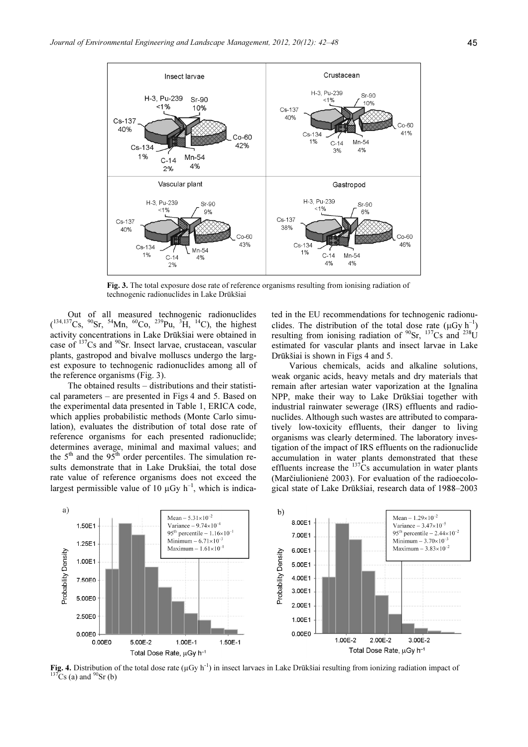**Fig. 3.** The total exposure dose rate of reference organisms resulting from ionising radiation of technogenic radionuclides in Lake Drūkšiai

Out of all measured technogenic radionuclides ($^{134,137}Cs$, $^{90}Sr$, $^{54}Mn$, $^{60}Co$, $^{239}Pu$, $^{3}H$, $^{14}C$), the highest activity concentrations in Lake Drūkšiai were obtained in case of $^{137}Cs$ and $^{90}Sr$. Insect larvae, crustacean, vascular plants, gastropod and bivalve molluscs undergo the largest exposure to technogenic radionuclides among all of the reference organisms (Fig. 3).

The obtained results – distributions and their statistical parameters – are presented in Figs 4 and 5. Based on the experimental data presented in Table 1, ERICA code, which applies probabilistic methods (Monte Carlo simulation), evaluates the distribution of total dose rate of reference organisms for each presented radionuclide; determines average, minimal and maximal values; and the 5[th] and the 95[th] order percentiles. The simulation results demonstrate that in Lake Drukšiai, the total dose rate value of reference organisms does not exceed the largest permissible value of 10 $\mu Gy\ h^{-1}$, which is indicated in the EU recommendations for technogenic radionuclides. The distribution of the total dose rate ($\mu Gy\ h^{-1}$) resulting from ionising radiation of $^{90}Sr$, $^{137}Cs$ and $^{238}U$ estimated for vascular plants and insect larvae in Lake Drūkšiai is shown in Figs 4 and 5.

Various chemicals, acids and alkaline solutions, weak organic acids, heavy metals and dry materials that remain after artesian water vaporization at the Ignalina NPP, make their way to Lake Drūkšiai together with industrial rainwater sewerage (IRS) effluents and radionuclides. Although such wastes are attributed to comparatively low-toxicity effluents, their danger to living organisms was clearly determined. The laboratory investigation of the impact of IRS effluents on the radionuclide accumulation in water plants demonstrated that these effluents increase the $^{137}Cs$ accumulation in water plants (Marčiulionienė 2003). For evaluation of the radioecological state of Lake Drūkšiai, research data of 1988–2003

**Fig. 4.** Distribution of the total dose rate ($\mu Gy\ h^{-1}$) in insect larvaes in Lake Drūkšiai resulting from ionizing radiation impact of $^{137}Cs$ (a) and $^{90}Sr$ (b)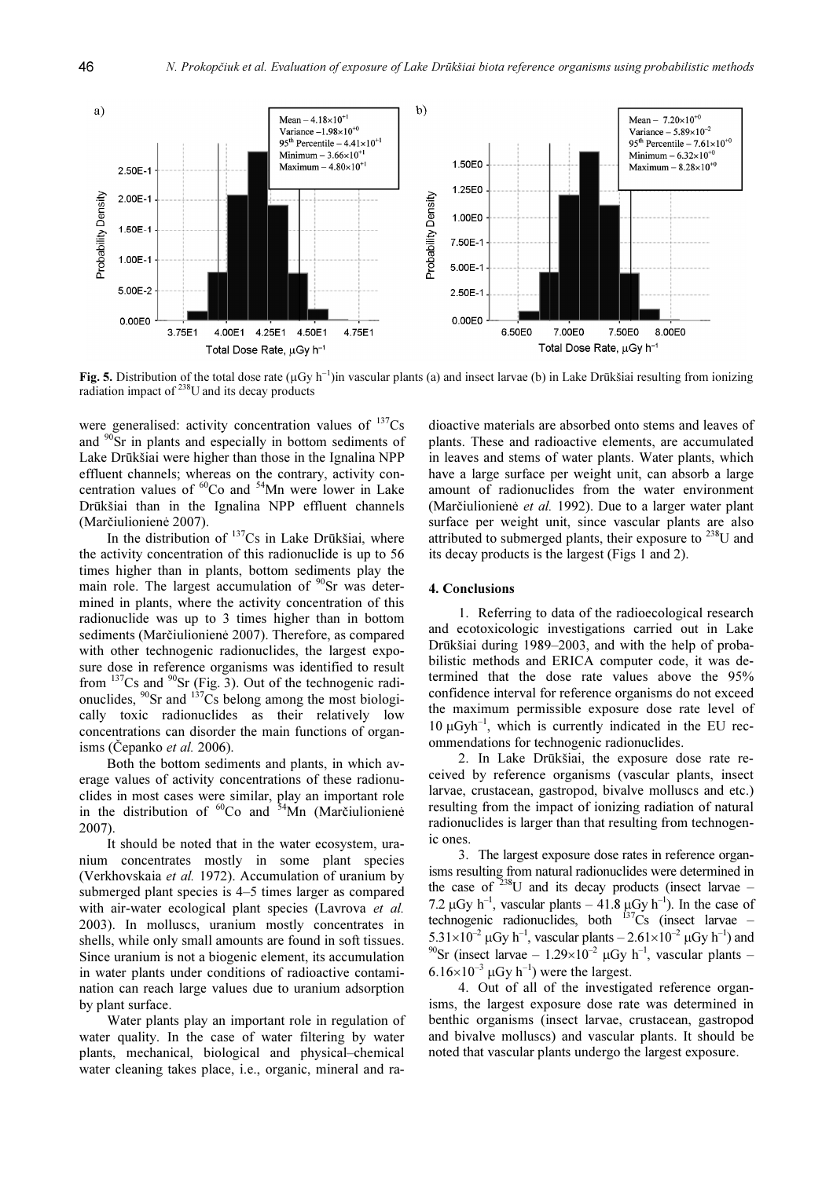Fig. 5. Distribution of the total dose rate (μGy h$^{-1}$)in vascular plants (a) and insect larvae (b) in Lake Drūkšiai resulting from ionizing radiation impact of $^{238}$U and its decay products

were generalised: activity concentration values of $^{137}$Cs and $^{90}$Sr in plants and especially in bottom sediments of Lake Drūkšiai were higher than those in the Ignalina NPP effluent channels; whereas on the contrary, activity concentration values of $^{60}$Co and $^{54}$Mn were lower in Lake Drūkšiai than in the Ignalina NPP effluent channels (Marčiulionienė 2007).

In the distribution of $^{137}$Cs in Lake Drūkšiai, where the activity concentration of this radionuclide is up to 56 times higher than in plants, bottom sediments play the main role. The largest accumulation of $^{90}$Sr was determined in plants, where the activity concentration of this radionuclide was up to 3 times higher than in bottom sediments (Marčiulionienė 2007). Therefore, as compared with other technogenic radionuclides, the largest exposure dose in reference organisms was identified to result from $^{137}$Cs and $^{90}$Sr (Fig. 3). Out of the technogenic radionuclides, $^{90}$Sr and $^{137}$Cs belong among the most biologically toxic radionuclides as their relatively low concentrations can disorder the main functions of organisms (Čepanko *et al.* 2006).

Both the bottom sediments and plants, in which average values of activity concentrations of these radionuclides in most cases were similar, play an important role in the distribution of $^{60}$Co and $^{54}$Mn (Marčiulionienė 2007).

It should be noted that in the water ecosystem, uranium concentrates mostly in some plant species (Verkhovskaia *et al.* 1972). Accumulation of uranium by submerged plant species is 4–5 times larger as compared with air-water ecological plant species (Lavrova *et al.* 2003). In molluscs, uranium mostly concentrates in shells, while only small amounts are found in soft tissues. Since uranium is not a biogenic element, its accumulation in water plants under conditions of radioactive contamination can reach large values due to uranium adsorption by plant surface.

Water plants play an important role in regulation of water quality. In the case of water filtering by water plants, mechanical, biological and physical–chemical water cleaning takes place, i.e., organic, mineral and radioactive materials are absorbed onto stems and leaves of plants. These and radioactive elements, are accumulated in leaves and stems of water plants. Water plants, which have a large surface per weight unit, can absorb a large amount of radionuclides from the water environment (Marčiulionienė *et al.* 1992). Due to a larger water plant surface per weight unit, since vascular plants are also attributed to submerged plants, their exposure to $^{238}$U and its decay products is the largest (Figs 1 and 2).

## 4. Conclusions

1. Referring to data of the radioecological research and ecotoxicologic investigations carried out in Lake Drūkšiai during 1989–2003, and with the help of probabilistic methods and ERICA computer code, it was determined that the dose rate values above the 95% confidence interval for reference organisms do not exceed the maximum permissible exposure dose rate level of 10 μGyh$^{-1}$, which is currently indicated in the EU recommendations for technogenic radionuclides.

2. In Lake Drūkšiai, the exposure dose rate received by reference organisms (vascular plants, insect larvae, crustacean, gastropod, bivalve molluscs and etc.) resulting from the impact of ionizing radiation of natural radionuclides is larger than that resulting from technogenic ones.

3. The largest exposure dose rates in reference organisms resulting from natural radionuclides were determined in the case of $^{238}$U and its decay products (insect larvae – 7.2 μGy h$^{-1}$, vascular plants – 41.8 μGy h$^{-1}$). In the case of technogenic radionuclides, both $^{137}$Cs (insect larvae – $5.31\times10^{-2}$ μGy h$^{-1}$, vascular plants – $2.61\times10^{-2}$ μGy h$^{-1}$) and $^{90}$Sr (insect larvae – $1.29\times10^{-2}$ μGy h$^{-1}$, vascular plants – $6.16\times10^{-3}$ μGy h$^{-1}$) were the largest.

4. Out of all of the investigated reference organisms, the largest exposure dose rate was determined in benthic organisms (insect larvae, crustacean, gastropod and bivalve molluscs) and vascular plants. It should be noted that vascular plants undergo the largest exposure.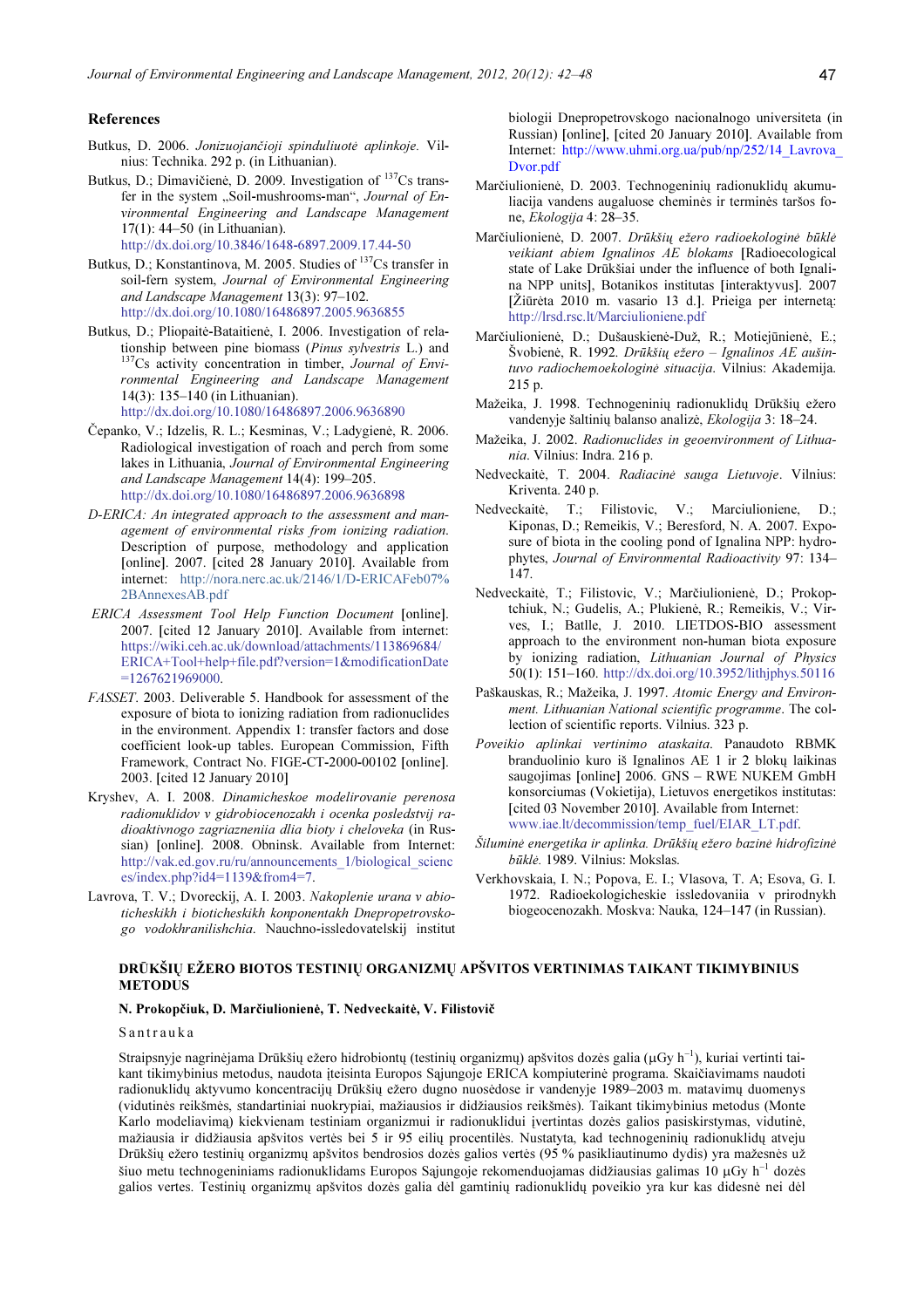## References

Butkus, D. 2006. *Jonizuojančioji spinduliuotė aplinkoje.* Vilnius: Technika. 292 p. (in Lithuanian).

Butkus, D.; Dimavičienė, D. 2009. Investigation of $^{137}$Cs transfer in the system „Soil-mushrooms-man", *Journal of Environmental Engineering and Landscape Management* 17(1): 44–50 (in Lithuanian). http://dx.doi.org/10.3846/1648-6897.2009.17.44-50

Butkus, D.; Konstantinova, M. 2005. Studies of $^{137}$Cs transfer in soil-fern system, *Journal of Environmental Engineering and Landscape Management* 13(3): 97–102. http://dx.doi.org/10.1080/16486897.2005.9636855

Butkus, D.; Pliopaitė-Bataitienė, I. 2006. Investigation of relationship between pine biomass (*Pinus sylvestris* L.) and $^{137}$Cs activity concentration in timber, *Journal of Environmental Engineering and Landscape Management* 14(3): 135–140 (in Lithuanian). http://dx.doi.org/10.1080/16486897.2006.9636890

Čepanko, V.; Idzelis, R. L.; Kesminas, V.; Ladygienė, R. 2006. Radiological investigation of roach and perch from some lakes in Lithuania, *Journal of Environmental Engineering and Landscape Management* 14(4): 199–205. http://dx.doi.org/10.1080/16486897.2006.9636898

*D-ERICA: An integrated approach to the assessment and management of environmental risks from ionizing radiation.* Description of purpose, methodology and application [online]. 2007. [cited 28 January 2010]. Available from internet: http://nora.nerc.ac.uk/2146/1/D-ERICAFeb07%2BAnnexesAB.pdf

*ERICA Assessment Tool Help Function Document* [online]. 2007. [cited 12 January 2010]. Available from internet: https://wiki.ceh.ac.uk/download/attachments/113869684/ERICA+Tool+help+file.pdf?version=1&modificationDate=1267621969000.

*FASSET*. 2003. Deliverable 5. Handbook for assessment of the exposure of biota to ionizing radiation from radionuclides in the environment. Appendix 1: transfer factors and dose coefficient look-up tables. European Commission, Fifth Framework, Contract No. FIGE-CT-2000-00102 [online]. 2003. [cited 12 January 2010]

Kryshev, A. I. 2008. *Dinamicheskoe modelirovanie perenosa radionuklidov v gidrobiocenozakh i ocenka posledstvij radioaktivnogo zagriazneniia dlia bioty i cheloveka* (in Russian) [online]. 2008. Obninsk. Available from Internet: http://vak.ed.gov.ru/ru/announcements_1/biological_sciences/index.php?id4=1139&from4=7.

Lavrova, T. V.; Dvoreckij, A. I. 2003. *Nakoplenie urana v abioticheskikh i bioticheskikh konponentakh Dnepropetrovskogo vodokhranilishchia*. Nauchno-issledovatelskij institut biologii Dnepropetrovskogo nacionalnogo universiteta (in Russian) [online], [cited 20 January 2010]. Available from Internet: http://www.uhmi.org.ua/pub/np/252/14_Lavrova_Dvor.pdf

Marčiulionienė, D. 2003. Technogeninių radionuklidų akumuliacija vandens augaluose cheminės ir terminės taršos fone, *Ekologija* 4: 28–35.

Marčiulionienė, D. 2007. *Drūkšių ežero radioekologinė būklė veikiant abiem Ignalinos AE blokams* [Radioecological state of Lake Drūkšiai under the influence of both Ignalina NPP units], Botanikos institutas [interaktyvus]. 2007 [Žiūrėta 2010 m. vasario 13 d.]. Prieiga per internetą: http://lrsd.rsc.lt/Marciulioniene.pdf

Marčiulionienė, D.; Dušauskienė-Duž, R.; Motiejūnienė, E.; Švobienė, R. 1992. *Drūkšių ežero – Ignalinos AE aušintuvo radiochemoekologinė situacija*. Vilnius: Akademija. 215 p.

Mažeika, J. 1998. Technogeninių radionuklidų Drūkšių ežero vandenyje šaltinių balanso analizė, *Ekologija* 3: 18–24.

Mažeika, J. 2002. *Radionuclides in geoenvironment of Lithuania*. Vilnius: Indra. 216 p.

Nedveckaitė, T. 2004. *Radiacinė sauga Lietuvoje*. Vilnius: Kriventa. 240 p.

Nedveckaitė, T.; Filistovic, V.; Marciulioniene, D.; Kiponas, D.; Remeikis, V.; Beresford, N. A. 2007. Exposure of biota in the cooling pond of Ignalina NPP: hydrophytes, *Journal of Environmental Radioactivity* 97: 134–147.

Nedveckaitė, T.; Filistovic, V.; Marčiulionienė, D.; Prokoptchiuk, N.; Gudelis, A.; Plukienė, R.; Remeikis, V.; Virves, I.; Batlle, J. 2010. LIETDOS-BIO assessment approach to the environment non-human biota exposure by ionizing radiation, *Lithuanian Journal of Physics* 50(1): 151–160. http://dx.doi.org/10.3952/lithjphys.50116

Paškauskas, R.; Mažeika, J. 1997. *Atomic Energy and Environment. Lithuanian National scientific programme*. The collection of scientific reports. Vilnius. 323 p.

*Poveikio aplinkai vertinimo ataskaita*. Panaudoto RBMK branduolinio kuro iš Ignalinos AE 1 ir 2 blokų laikinas saugojimas [online] 2006. GNS – RWE NUKEM GmbH konsorciumas (Vokietija), Lietuvos energetikos institutas: [cited 03 November 2010]. Available from Internet: www.iae.lt/decommission/temp_fuel/EIAR_LT.pdf.

*Šiluminė energetika ir aplinka. Drūkšių ežero bazinė hidrofizinė būklė.* 1989. Vilnius: Mokslas.

Verkhovskaia, I. N.; Popova, E. I.; Vlasova, T. A; Esova, G. I. 1972. Radioekologicheskie issledovaniia v prirodnykh biogeocenozakh. Moskva: Nauka, 124–147 (in Russian).

## DRŪKŠIŲ EŽERO BIOTOS TESTINIŲ ORGANIZMŲ APŠVITOS VERTINIMAS TAIKANT TIKIMYBINIUS METODUS

**N. Prokopčiuk, D. Marčiulionienė, T. Nedveckaitė, V. Filistovič**

Santrauka

Straipsnyje nagrinėjama Drūkšių ežero hidrobiontų (testinių organizmų) apšvitos dozės galia (μGy h$^{-1}$), kuriai vertinti taikant tikimybinius metodus, naudota įteisinta Europos Sąjungoje ERICA kompiuterinė programa. Skaičiavimams naudoti radionuklidų aktyvumo koncentracijų Drūkšių ežero dugno nuosėdose ir vandenyje 1989–2003 m. matavimų duomenys (vidutinės reikšmės, standartiniai nuokrypiai, mažiausios ir didžiausios reikšmės). Taikant tikimybinius metodus (Monte Karlo modeliavimą) kiekvienam testiniam organizmui ir radionuklidui įvertintas dozės galios pasiskirstymas, vidutinė, mažiausia ir didžiausia apšvitos vertės bei 5 ir 95 eilių procentilės. Nustatyta, kad technogeninių radionuklidų atveju Drūkšių ežero testinių organizmų apšvitos bendrosios dozės galios vertės (95 % pasikliautinumo dydis) yra mažesnės už šiuo metu technogeniniams radionuklidams Europos Sąjungoje rekomenduojamas didžiausias galimas 10 μGy h$^{-1}$ dozės galios vertės. Testinių organizmų apšvitos dozės galia dėl gamtinių radionuklidų poveikio yra kur kas didesnė nei dėl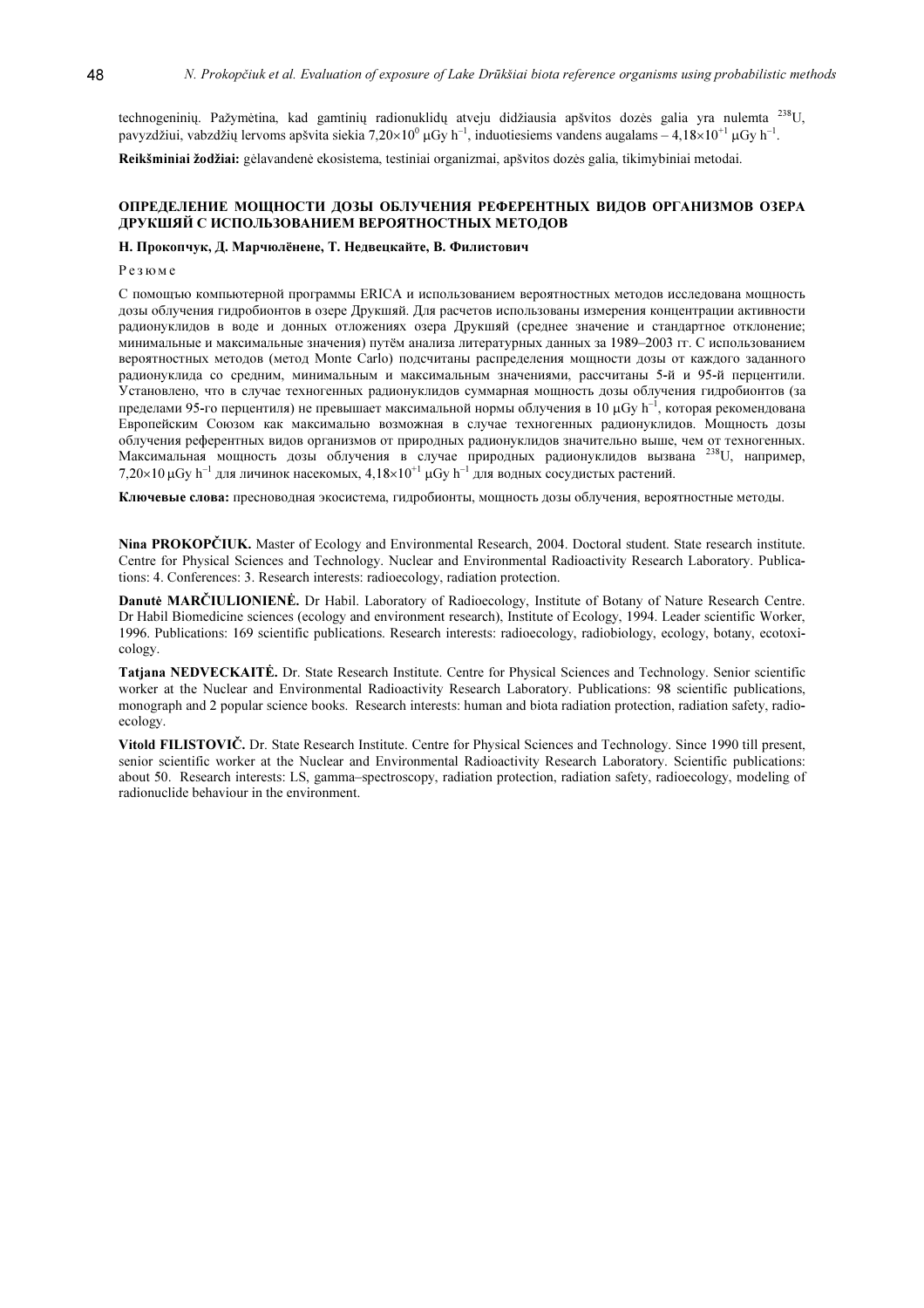technogeninių. Pažymėtina, kad gamtinių radionuklidų atveju didžiausia apšvitos dozės galia yra nulemta $^{238}$U, pavyzdžiui, vabzdžių lervoms apšvita siekia $7{,}20\times10^{0}$ μGy h$^{-1}$, induotiesiems vandens augalams – $4{,}18\times10^{+1}$ μGy h$^{-1}$.

**Reikšminiai žodžiai:** gėlavandenė ekosistema, testiniai organizmai, apšvitos dozės galia, tikimybiniai metodai.

## ОПРЕДЕЛЕНИЕ МОЩНОСТИ ДОЗЫ ОБЛУЧЕНИЯ РЕФЕРЕНТНЫХ ВИДОВ ОРГАНИЗМОВ ОЗЕРА ДРУКШЯЙ С ИСПОЛЬЗОВАНИЕМ ВЕРОЯТНОСТНЫХ МЕТОДОВ

**Н. Прокопчук, Д. Марчюлёнене, Т. Недвецкайте, В. Филистович**

Резюме

С помощью компьютерной программы ERICA и использованием вероятностных методов исследована мощность дозы облучения гидробионтов в озере Друкшяй. Для расчетов использованы измерения концентрации активности радионуклидов в воде и донных отложениях озера Друкшяй (среднее значение и стандартное отклонение; минимальные и максимальные значения) путём анализа литературных данных за 1989–2003 гг. С использованием вероятностных методов (метод Monte Carlo) подсчитаны распределения мощности дозы от каждого заданного радионуклида со средним, минимальным и максимальным значениями, рассчитаны 5-й и 95-й перцентили. Установлено, что в случае техногенных радионуклидов суммарная мощность дозы облучения гидробионтов (за пределами 95-го перцентиля) не превышает максимальной нормы облучения в 10 μGy h$^{-1}$, которая рекомендована Европейским Союзом как максимально возможная в случае техногенных радионуклидов. Мощность дозы облучения референтных видов организмов от природных радионуклидов значительно выше, чем от техногенных. Максимальная мощность дозы облучения в случае природных радионуклидов вызвана $^{238}$U, например, $7{,}20\times10$ μGy h$^{-1}$ для личинок насекомых, $4{,}18\times10^{+1}$ μGy h$^{-1}$ для водных сосудистых растений.

**Ключевые слова:** пресноводная экосистема, гидробионты, мощность дозы облучения, вероятностные методы.

**Nina PROKOPČIUK.** Master of Ecology and Environmental Research, 2004. Doctoral student. State research institute. Centre for Physical Sciences and Technology. Nuclear and Environmental Radioactivity Research Laboratory. Publications: 4. Conferences: 3. Research interests: radioecology, radiation protection.

**Danutė MARČIULIONIENĖ.** Dr Habil. Laboratory of Radioecology, Institute of Botany of Nature Research Centre. Dr Habil Biomedicine sciences (ecology and environment research), Institute of Ecology, 1994. Leader scientific Worker, 1996. Publications: 169 scientific publications. Research interests: radioecology, radiobiology, ecology, botany, ecotoxicology.

**Tatjana NEDVECKAITĖ.** Dr. State Research Institute. Centre for Physical Sciences and Technology. Senior scientific worker at the Nuclear and Environmental Radioactivity Research Laboratory. Publications: 98 scientific publications, monograph and 2 popular science books. Research interests: human and biota radiation protection, radiation safety, radioecology.

**Vitold FILISTOVIČ.** Dr. State Research Institute. Centre for Physical Sciences and Technology. Since 1990 till present, senior scientific worker at the Nuclear and Environmental Radioactivity Research Laboratory. Scientific publications: about 50. Research interests: LS, gamma–spectroscopy, radiation protection, radiation safety, radioecology, modeling of radionuclide behaviour in the environment.